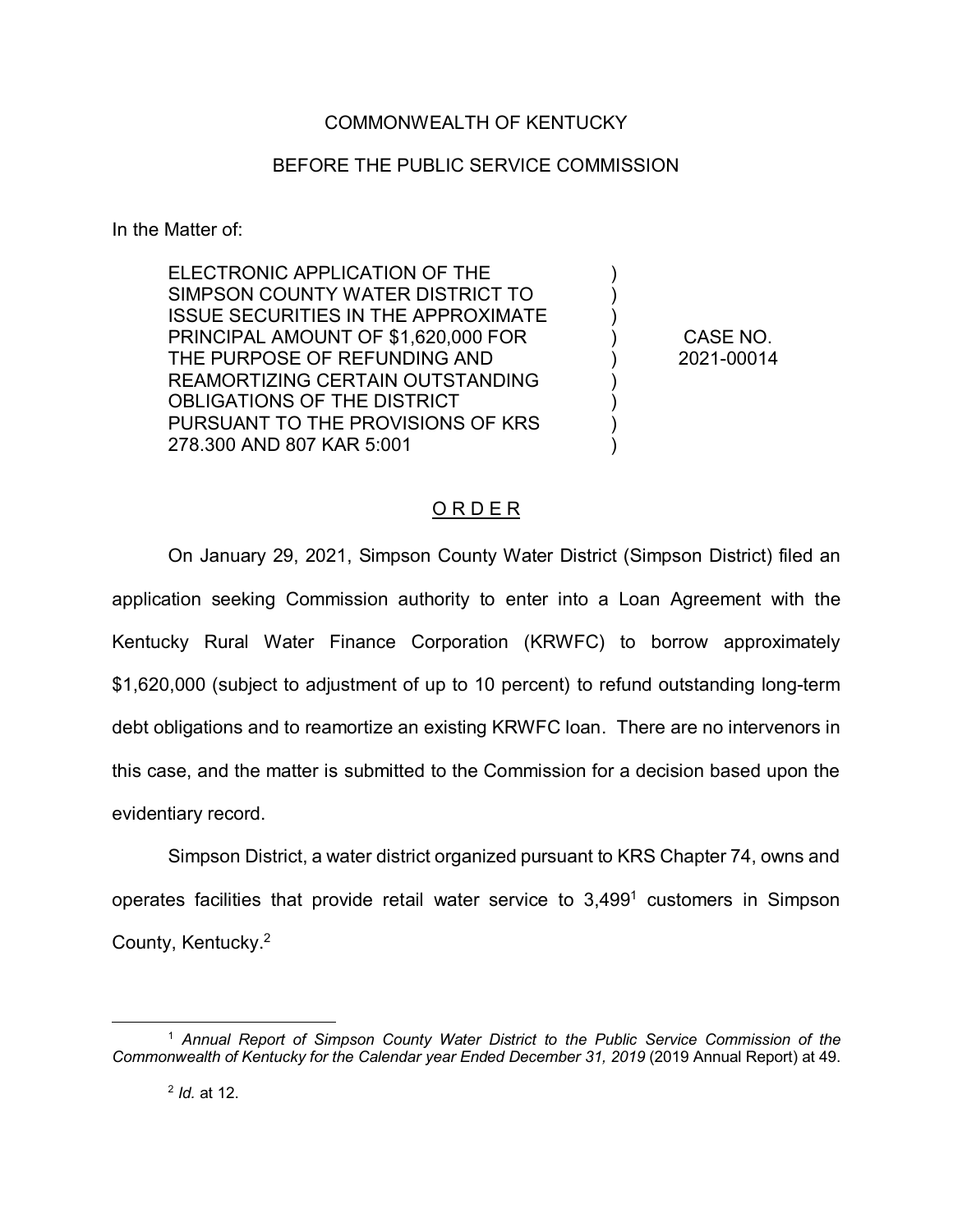COMMONWEALTH OF KENTUCKY

BEFORE THE PUBLIC SERVICE COMMISSION

In the Matter of:

| | | |
|---|---|---|
| ELECTRONIC APPLICATION OF THE SIMPSON COUNTY WATER DISTRICT TO ISSUE SECURITIES IN THE APPROXIMATE PRINCIPAL AMOUNT OF $1,620,000 FOR THE PURPOSE OF REFUNDING AND REAMORTIZING CERTAIN OUTSTANDING OBLIGATIONS OF THE DISTRICT PURSUANT TO THE PROVISIONS OF KRS 278.300 AND 807 KAR 5:001 | ) | CASE NO. 2021-00014 |

## O R D E R

On January 29, 2021, Simpson County Water District (Simpson District) filed an application seeking Commission authority to enter into a Loan Agreement with the Kentucky Rural Water Finance Corporation (KRWFC) to borrow approximately $1,620,000 (subject to adjustment of up to 10 percent) to refund outstanding long-term debt obligations and to reamortize an existing KRWFC loan. There are no intervenors in this case, and the matter is submitted to the Commission for a decision based upon the evidentiary record.

Simpson District, a water district organized pursuant to KRS Chapter 74, owns and operates facilities that provide retail water service to 3,499[1] customers in Simpson County, Kentucky.[2]

---

[1] *Annual Report of Simpson County Water District to the Public Service Commission of the Commonwealth of Kentucky for the Calendar year Ended December 31, 2019* (2019 Annual Report) at 49.

[2] *Id.* at 12.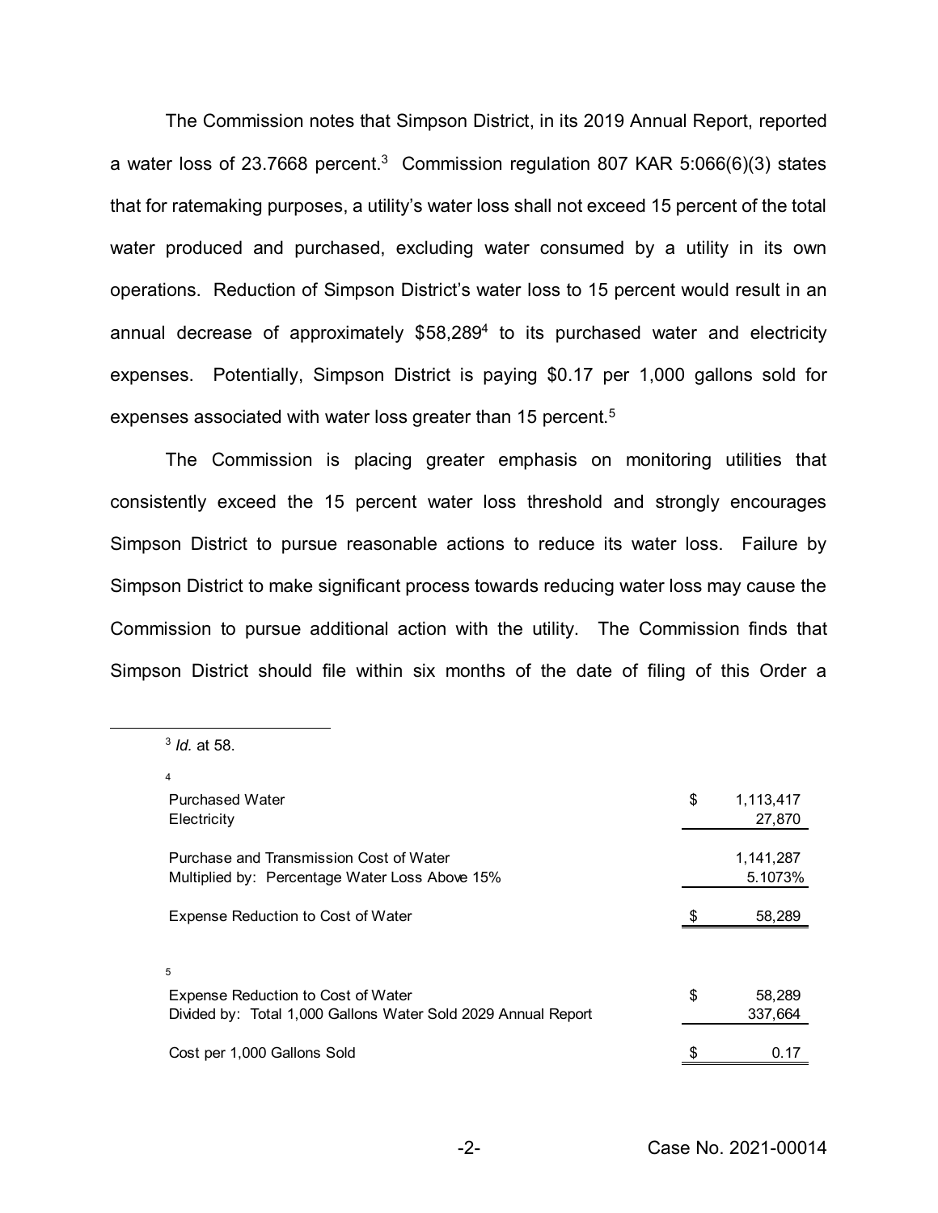The Commission notes that Simpson District, in its 2019 Annual Report, reported a water loss of 23.7668 percent.[3] Commission regulation 807 KAR 5:066(6)(3) states that for ratemaking purposes, a utility's water loss shall not exceed 15 percent of the total water produced and purchased, excluding water consumed by a utility in its own operations. Reduction of Simpson District's water loss to 15 percent would result in an annual decrease of approximately $58,289[4] to its purchased water and electricity expenses. Potentially, Simpson District is paying $0.17 per 1,000 gallons sold for expenses associated with water loss greater than 15 percent.[5]

The Commission is placing greater emphasis on monitoring utilities that consistently exceed the 15 percent water loss threshold and strongly encourages Simpson District to pursue reasonable actions to reduce its water loss. Failure by Simpson District to make significant process towards reducing water loss may cause the Commission to pursue additional action with the utility. The Commission finds that Simpson District should file within six months of the date of filing of this Order a

---

[3] *Id.* at 58.

[4]

| | |
|---|---|
| Purchased Water | $ 1,113,417 |
| Electricity | 27,870 |
| Purchase and Transmission Cost of Water | 1,141,287 |
| Multiplied by: Percentage Water Loss Above 15% | 5.1073% |
| Expense Reduction to Cost of Water | $ 58,289 |

[5]

| | |
|---|---|
| Expense Reduction to Cost of Water | $ 58,289 |
| Divided by: Total 1,000 Gallons Water Sold 2029 Annual Report | 337,664 |
| Cost per 1,000 Gallons Sold | $ 0.17 |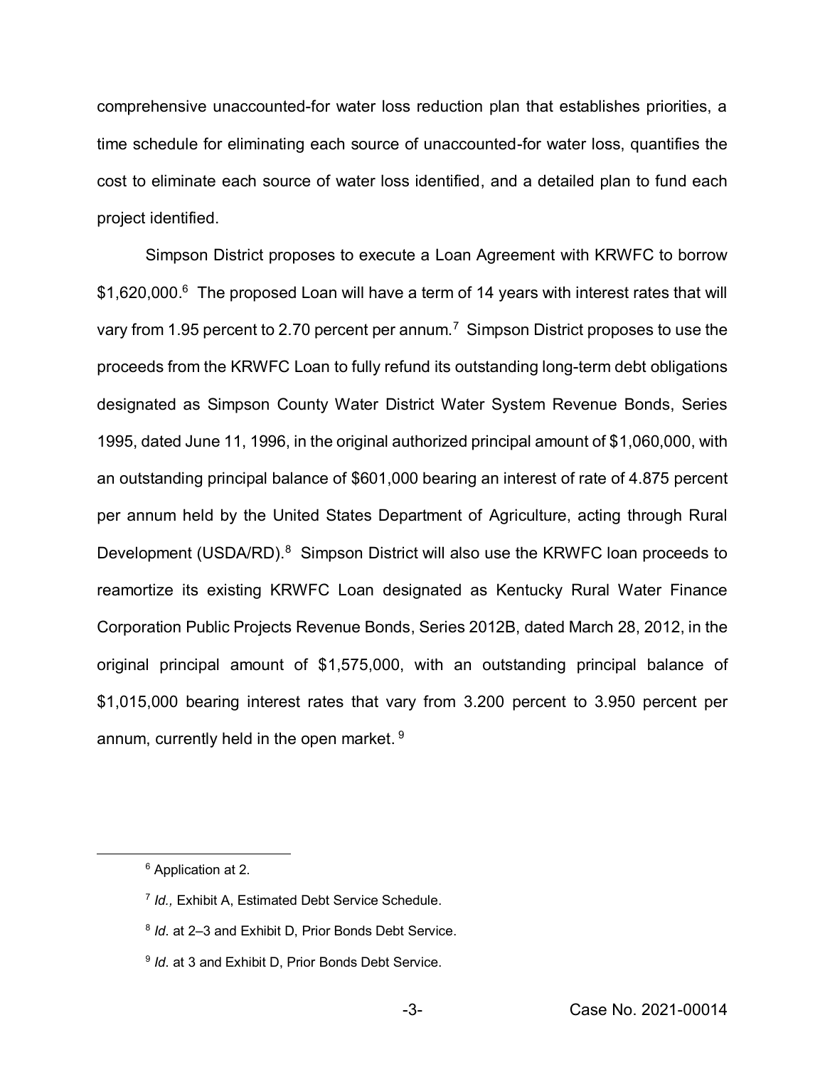comprehensive unaccounted-for water loss reduction plan that establishes priorities, a time schedule for eliminating each source of unaccounted-for water loss, quantifies the cost to eliminate each source of water loss identified, and a detailed plan to fund each project identified.

Simpson District proposes to execute a Loan Agreement with KRWFC to borrow $1,620,000.[6] The proposed Loan will have a term of 14 years with interest rates that will vary from 1.95 percent to 2.70 percent per annum.[7] Simpson District proposes to use the proceeds from the KRWFC Loan to fully refund its outstanding long-term debt obligations designated as Simpson County Water District Water System Revenue Bonds, Series 1995, dated June 11, 1996, in the original authorized principal amount of $1,060,000, with an outstanding principal balance of $601,000 bearing an interest of rate of 4.875 percent per annum held by the United States Department of Agriculture, acting through Rural Development (USDA/RD).[8] Simpson District will also use the KRWFC loan proceeds to reamortize its existing KRWFC Loan designated as Kentucky Rural Water Finance Corporation Public Projects Revenue Bonds, Series 2012B, dated March 28, 2012, in the original principal amount of $1,575,000, with an outstanding principal balance of $1,015,000 bearing interest rates that vary from 3.200 percent to 3.950 percent per annum, currently held in the open market.[9]

---

[6] Application at 2.

[7] *Id.,* Exhibit A, Estimated Debt Service Schedule.

[8] *Id.* at 2–3 and Exhibit D, Prior Bonds Debt Service.

[9] *Id.* at 3 and Exhibit D, Prior Bonds Debt Service.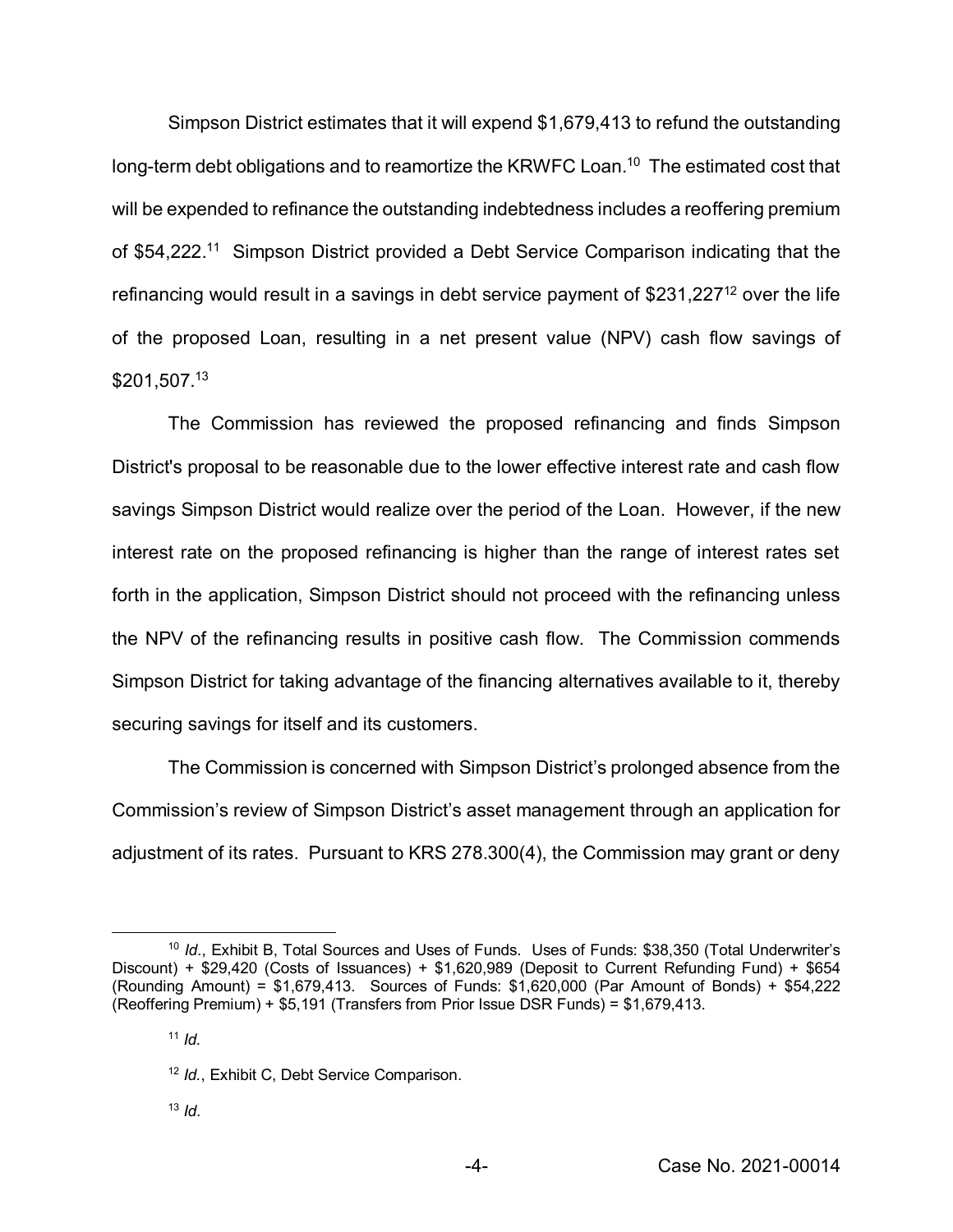Simpson District estimates that it will expend $1,679,413 to refund the outstanding long-term debt obligations and to reamortize the KRWFC Loan.[10] The estimated cost that will be expended to refinance the outstanding indebtedness includes a reoffering premium of $54,222.[11] Simpson District provided a Debt Service Comparison indicating that the refinancing would result in a savings in debt service payment of $231,227[12] over the life of the proposed Loan, resulting in a net present value (NPV) cash flow savings of $201,507.[13]

The Commission has reviewed the proposed refinancing and finds Simpson District's proposal to be reasonable due to the lower effective interest rate and cash flow savings Simpson District would realize over the period of the Loan. However, if the new interest rate on the proposed refinancing is higher than the range of interest rates set forth in the application, Simpson District should not proceed with the refinancing unless the NPV of the refinancing results in positive cash flow. The Commission commends Simpson District for taking advantage of the financing alternatives available to it, thereby securing savings for itself and its customers.

The Commission is concerned with Simpson District's prolonged absence from the Commission's review of Simpson District's asset management through an application for adjustment of its rates. Pursuant to KRS 278.300(4), the Commission may grant or deny

---

[10] *Id.*, Exhibit B, Total Sources and Uses of Funds. Uses of Funds: $38,350 (Total Underwriter's Discount) + $29,420 (Costs of Issuances) + $1,620,989 (Deposit to Current Refunding Fund) + $654 (Rounding Amount) = $1,679,413. Sources of Funds: $1,620,000 (Par Amount of Bonds) + $54,222 (Reoffering Premium) + $5,191 (Transfers from Prior Issue DSR Funds) = $1,679,413.

[11] *Id.*

[12] *Id.*, Exhibit C, Debt Service Comparison.

[13] *Id.*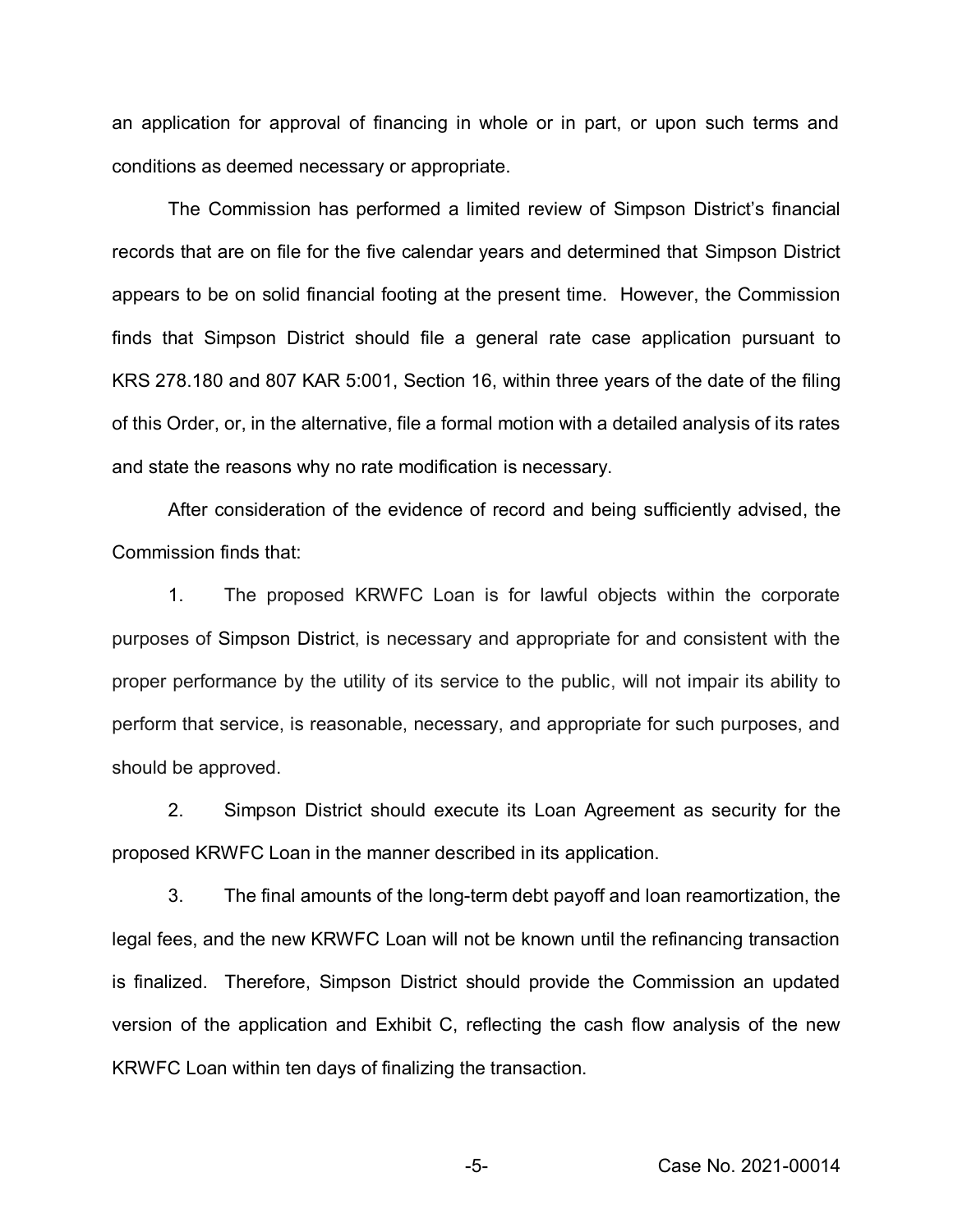an application for approval of financing in whole or in part, or upon such terms and conditions as deemed necessary or appropriate.

The Commission has performed a limited review of Simpson District's financial records that are on file for the five calendar years and determined that Simpson District appears to be on solid financial footing at the present time. However, the Commission finds that Simpson District should file a general rate case application pursuant to KRS 278.180 and 807 KAR 5:001, Section 16, within three years of the date of the filing of this Order, or, in the alternative, file a formal motion with a detailed analysis of its rates and state the reasons why no rate modification is necessary.

After consideration of the evidence of record and being sufficiently advised, the Commission finds that:

1. The proposed KRWFC Loan is for lawful objects within the corporate purposes of Simpson District, is necessary and appropriate for and consistent with the proper performance by the utility of its service to the public, will not impair its ability to perform that service, is reasonable, necessary, and appropriate for such purposes, and should be approved.

2. Simpson District should execute its Loan Agreement as security for the proposed KRWFC Loan in the manner described in its application.

3. The final amounts of the long-term debt payoff and loan reamortization, the legal fees, and the new KRWFC Loan will not be known until the refinancing transaction is finalized. Therefore, Simpson District should provide the Commission an updated version of the application and Exhibit C, reflecting the cash flow analysis of the new KRWFC Loan within ten days of finalizing the transaction.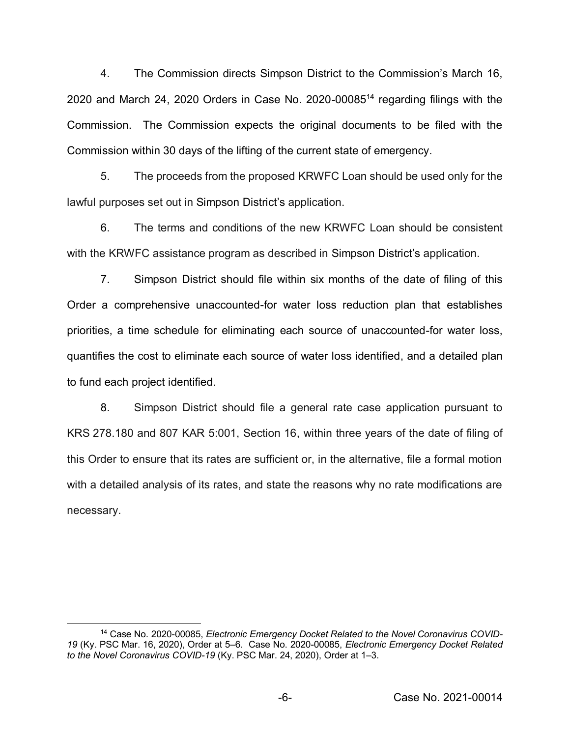4. The Commission directs Simpson District to the Commission's March 16, 2020 and March 24, 2020 Orders in Case No. 2020-00085[14] regarding filings with the Commission. The Commission expects the original documents to be filed with the Commission within 30 days of the lifting of the current state of emergency.

5. The proceeds from the proposed KRWFC Loan should be used only for the lawful purposes set out in Simpson District's application.

6. The terms and conditions of the new KRWFC Loan should be consistent with the KRWFC assistance program as described in Simpson District's application.

7. Simpson District should file within six months of the date of filing of this Order a comprehensive unaccounted-for water loss reduction plan that establishes priorities, a time schedule for eliminating each source of unaccounted-for water loss, quantifies the cost to eliminate each source of water loss identified, and a detailed plan to fund each project identified.

8. Simpson District should file a general rate case application pursuant to KRS 278.180 and 807 KAR 5:001, Section 16, within three years of the date of filing of this Order to ensure that its rates are sufficient or, in the alternative, file a formal motion with a detailed analysis of its rates, and state the reasons why no rate modifications are necessary.

---

[14] Case No. 2020-00085, *Electronic Emergency Docket Related to the Novel Coronavirus COVID-19* (Ky. PSC Mar. 16, 2020), Order at 5–6. Case No. 2020-00085, *Electronic Emergency Docket Related to the Novel Coronavirus COVID-19* (Ky. PSC Mar. 24, 2020), Order at 1–3.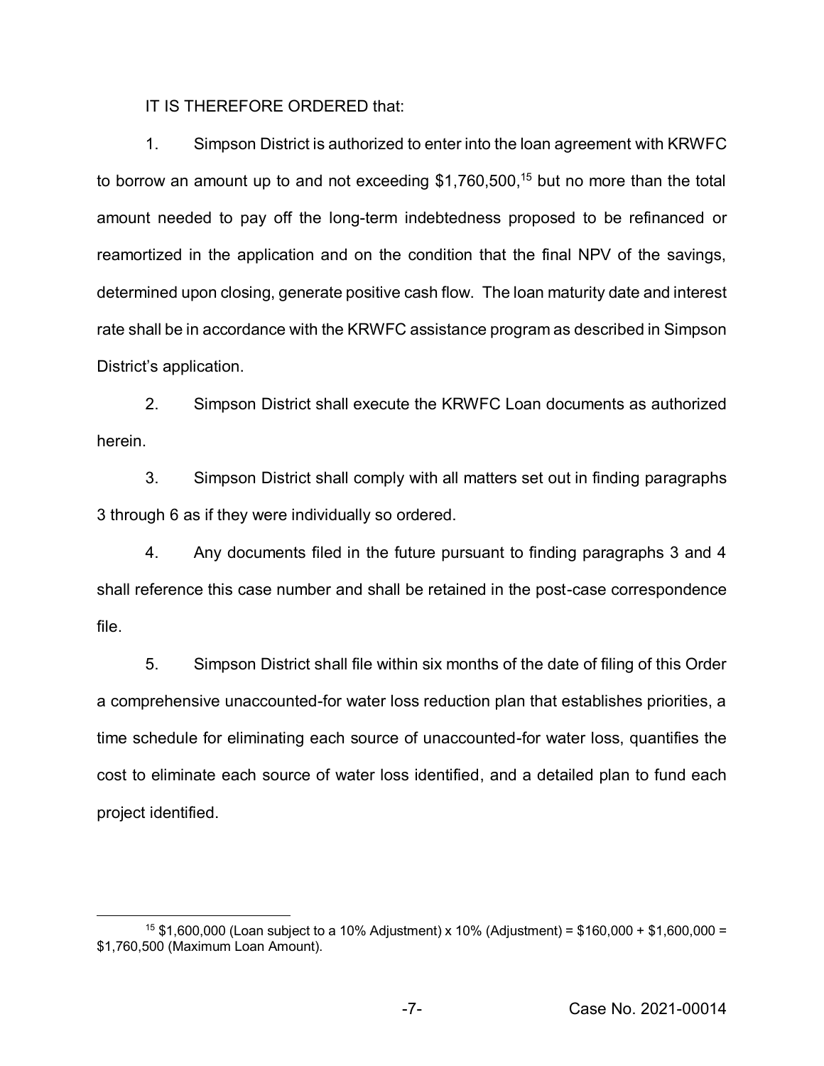IT IS THEREFORE ORDERED that:

1. Simpson District is authorized to enter into the loan agreement with KRWFC to borrow an amount up to and not exceeding $1,760,500,[15] but no more than the total amount needed to pay off the long-term indebtedness proposed to be refinanced or reamortized in the application and on the condition that the final NPV of the savings, determined upon closing, generate positive cash flow. The loan maturity date and interest rate shall be in accordance with the KRWFC assistance program as described in Simpson District's application.

2. Simpson District shall execute the KRWFC Loan documents as authorized herein.

3. Simpson District shall comply with all matters set out in finding paragraphs 3 through 6 as if they were individually so ordered.

4. Any documents filed in the future pursuant to finding paragraphs 3 and 4 shall reference this case number and shall be retained in the post-case correspondence file.

5. Simpson District shall file within six months of the date of filing of this Order a comprehensive unaccounted-for water loss reduction plan that establishes priorities, a time schedule for eliminating each source of unaccounted-for water loss, quantifies the cost to eliminate each source of water loss identified, and a detailed plan to fund each project identified.

---

[15] $1,600,000 (Loan subject to a 10% Adjustment) x 10% (Adjustment) = $160,000 + $1,600,000 = $1,760,500 (Maximum Loan Amount).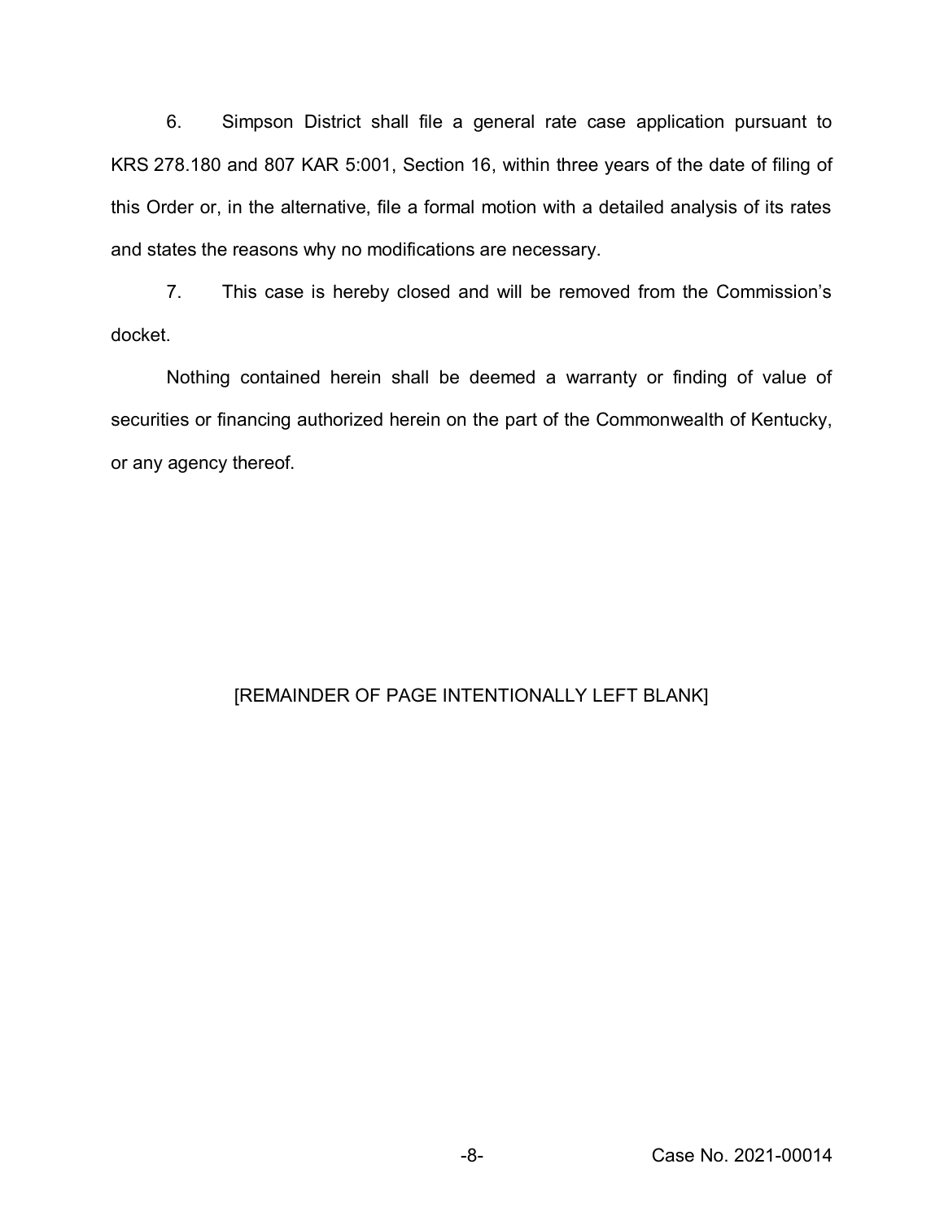6. Simpson District shall file a general rate case application pursuant to KRS 278.180 and 807 KAR 5:001, Section 16, within three years of the date of filing of this Order or, in the alternative, file a formal motion with a detailed analysis of its rates and states the reasons why no modifications are necessary.

7. This case is hereby closed and will be removed from the Commission's docket.

Nothing contained herein shall be deemed a warranty or finding of value of securities or financing authorized herein on the part of the Commonwealth of Kentucky, or any agency thereof.

[REMAINDER OF PAGE INTENTIONALLY LEFT BLANK]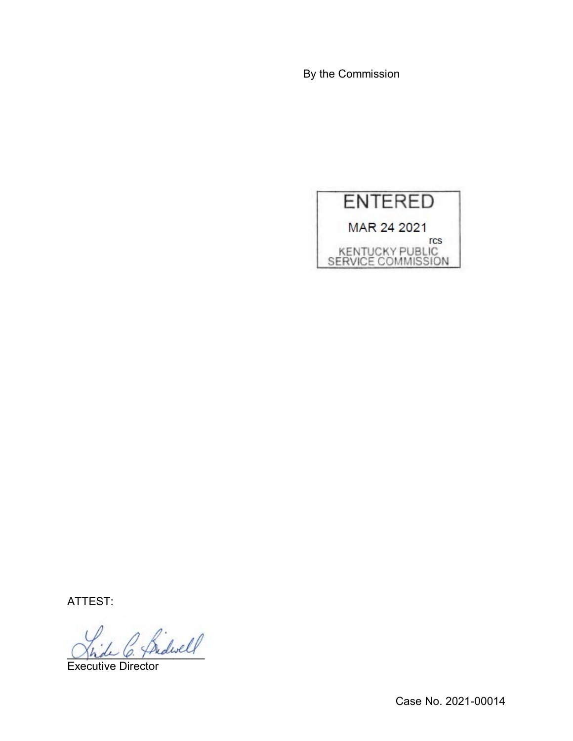By the Commission

ENTERED

MAR 24 2021

rcs

KENTUCKY PUBLIC SERVICE COMMISSION

ATTEST:

Executive Director

Case No. 2021-00014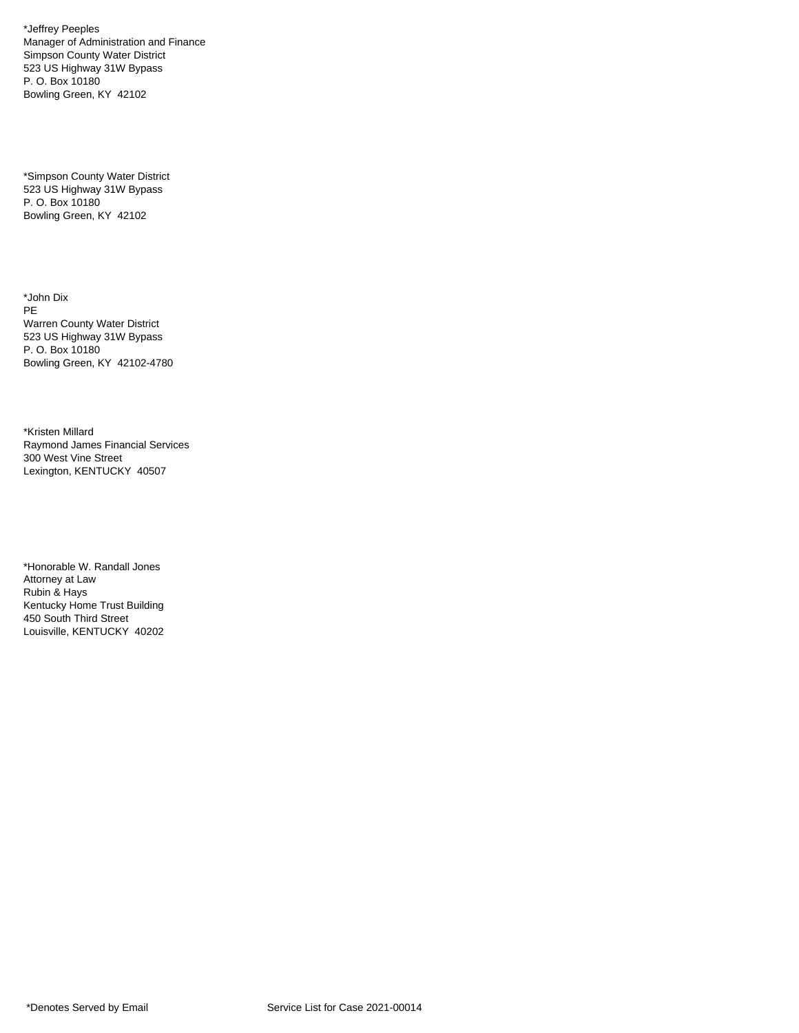*Jeffrey Peeples
Manager of Administration and Finance
Simpson County Water District
523 US Highway 31W Bypass
P. O. Box 10180
Bowling Green, KY 42102

*Simpson County Water District
523 US Highway 31W Bypass
P. O. Box 10180
Bowling Green, KY 42102

*John Dix
PE
Warren County Water District
523 US Highway 31W Bypass
P. O. Box 10180
Bowling Green, KY 42102-4780

*Kristen Millard
Raymond James Financial Services
300 West Vine Street
Lexington, KENTUCKY 40507

*Honorable W. Randall Jones
Attorney at Law
Rubin & Hays
Kentucky Home Trust Building
450 South Third Street
Louisville, KENTUCKY 40202

*Denotes Served by Email

Service List for Case 2021-00014